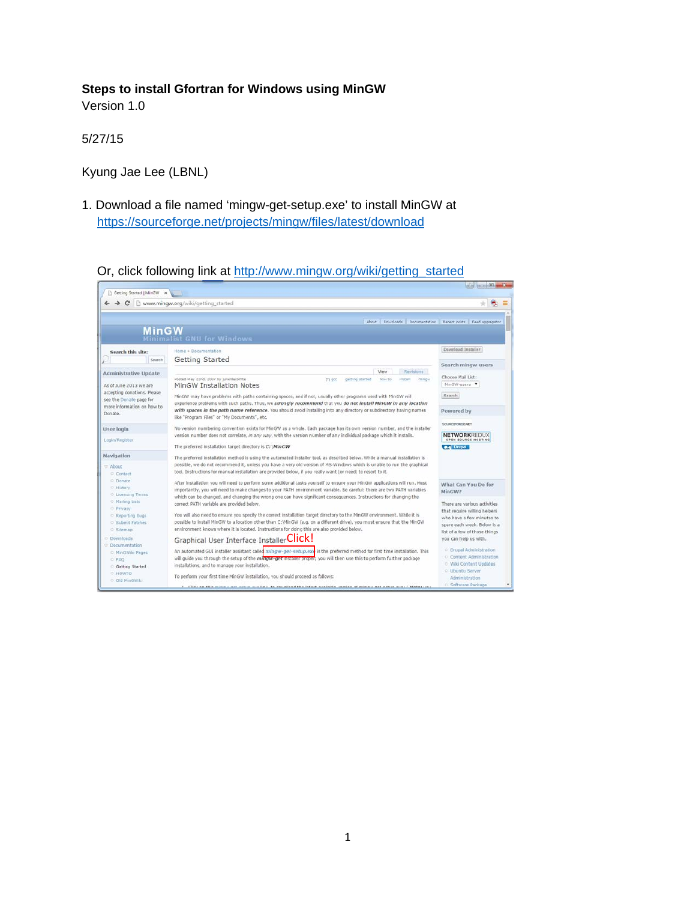**Steps to install Gfortran for Windows using MinGW**

Version 1.0

5/27/15

Kyung Jae Lee (LBNL)

1. Download a file named 'mingw-get-setup.exe' to install MinGW at https://sourceforge.net/projects/mingw/files/latest/download

   Or, click following link at http://www.mingw.org/wiki/getting_started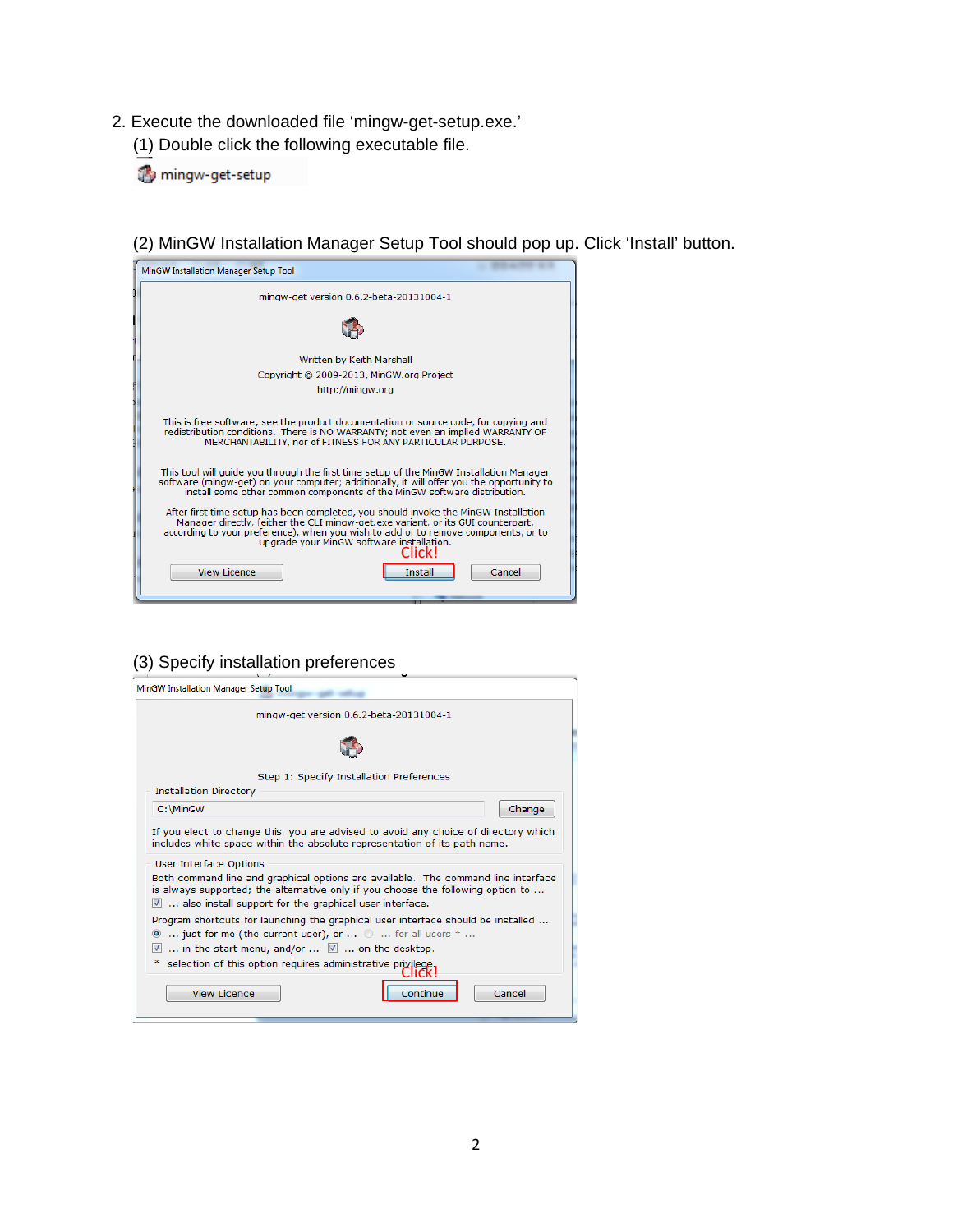2. Execute the downloaded file 'mingw-get-setup.exe.'

   (1) Double click the following executable file.

   mingw-get-setup

   (2) MinGW Installation Manager Setup Tool should pop up. Click 'Install' button.

   MinGW Installation Manager Setup Tool

   mingw-get version 0.6.2-beta-20131004-1

   Written by Keith Marshall
   Copyright © 2009-2013, MinGW.org Project
   http://mingw.org

   This is free software; see the product documentation or source code, for copying and redistribution conditions. There is NO WARRANTY; not even an implied WARRANTY OF MERCHANTABILITY, nor of FITNESS FOR ANY PARTICULAR PURPOSE.

   This tool will guide you through the first time setup of the MinGW Installation Manager software (mingw-get) on your computer; additionally, it will offer you the opportunity to install some other common components of the MinGW software distribution.

   After first time setup has been completed, you should invoke the MinGW Installation Manager directly, (either the CLI mingw-get.exe variant, or its GUI counterpart, according to your preference), when you wish to add or to remove components, or to upgrade your MinGW software installation.

   Click!

   View Licence | Install | Cancel

   (3) Specify installation preferences

   MinGW Installation Manager Setup Tool

   mingw-get version 0.6.2-beta-20131004-1

   Step 1: Specify Installation Preferences

   Installation Directory

   C:\MinGW | Change

   If you elect to change this, you are advised to avoid any choice of directory which includes white space within the absolute representation of its path name.

   User Interface Options

   Both command line and graphical options are available. The command line interface is always supported; the alternative only if you choose the following option to ...

   ☑ ... also install support for the graphical user interface.

   Program shortcuts for launching the graphical user interface should be installed ...

   ◉ ... just for me (the current user), or ... ○ ... for all users * ...

   ☑ ... in the start menu, and/or ... ☑ ... on the desktop.

   * selection of this option requires administrative privilege.

   Click!

   View Licence | Continue | Cancel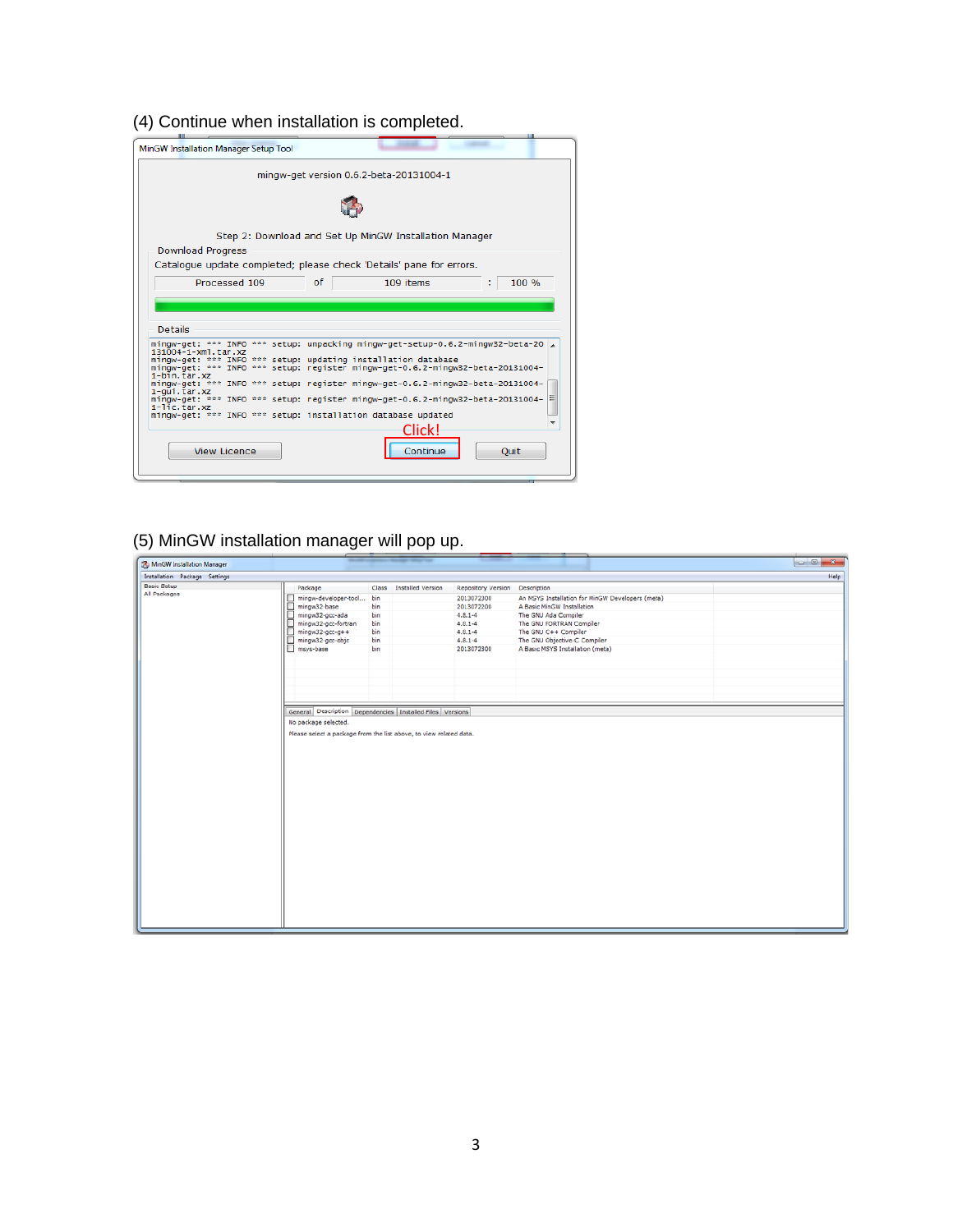(4) Continue when installation is completed.

(5) MinGW installation manager will pop up.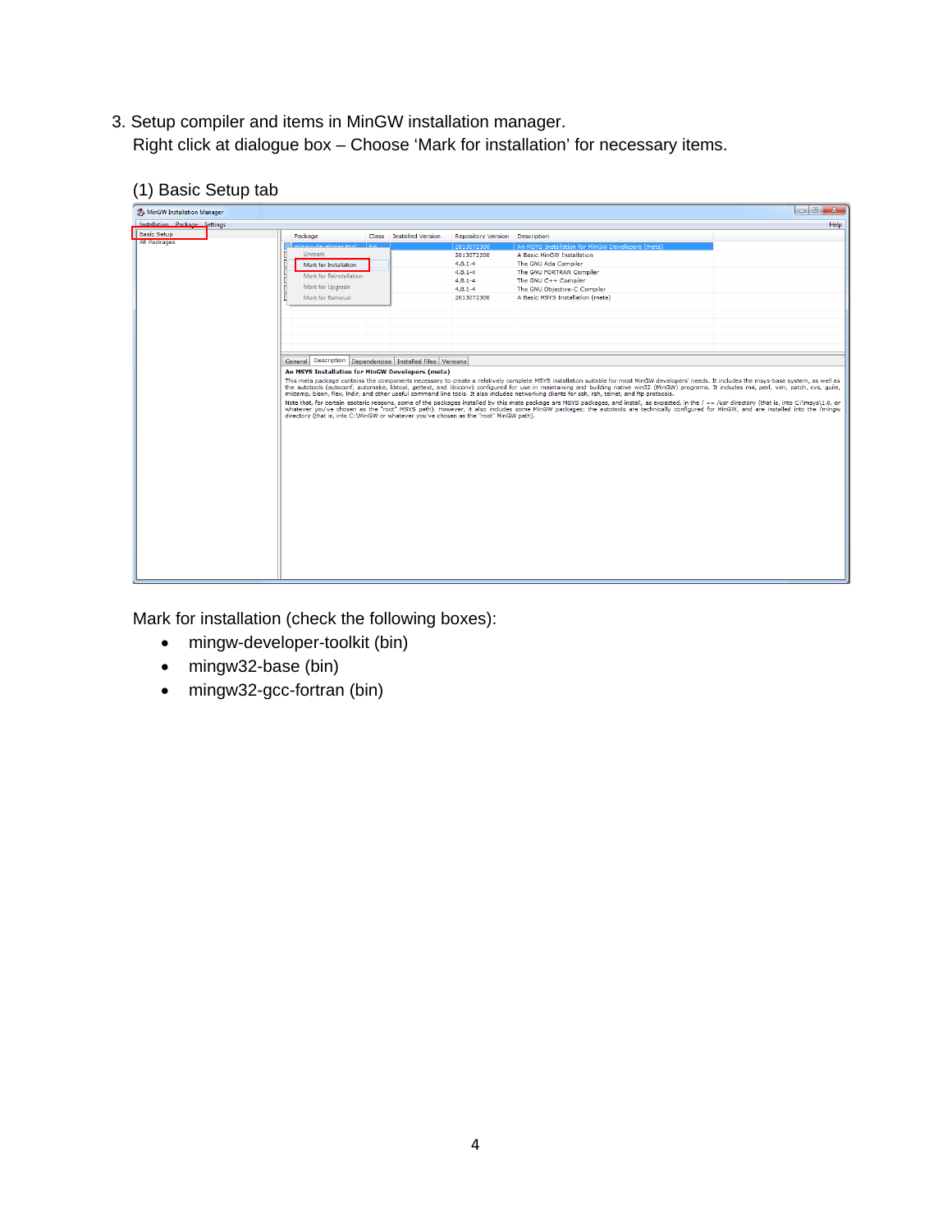3. Setup compiler and items in MinGW installation manager.
   Right click at dialogue box – Choose 'Mark for installation' for necessary items.

   (1) Basic Setup tab

   Mark for installation (check the following boxes):

   - mingw-developer-toolkit (bin)
   - mingw32-base (bin)
   - mingw32-gcc-fortran (bin)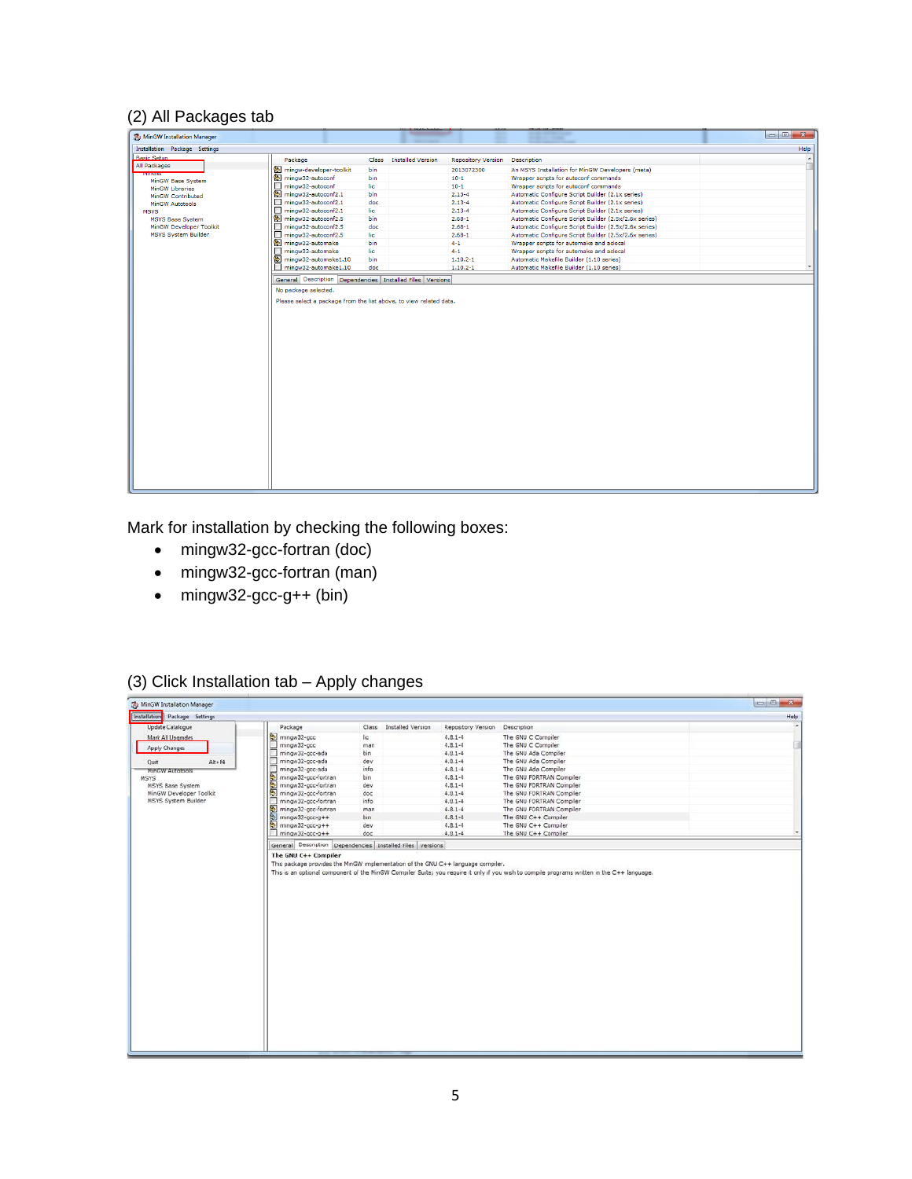(2) All Packages tab

Mark for installation by checking the following boxes:

- mingw32-gcc-fortran (doc)
- mingw32-gcc-fortran (man)
- mingw32-gcc-g++ (bin)

(3) Click Installation tab – Apply changes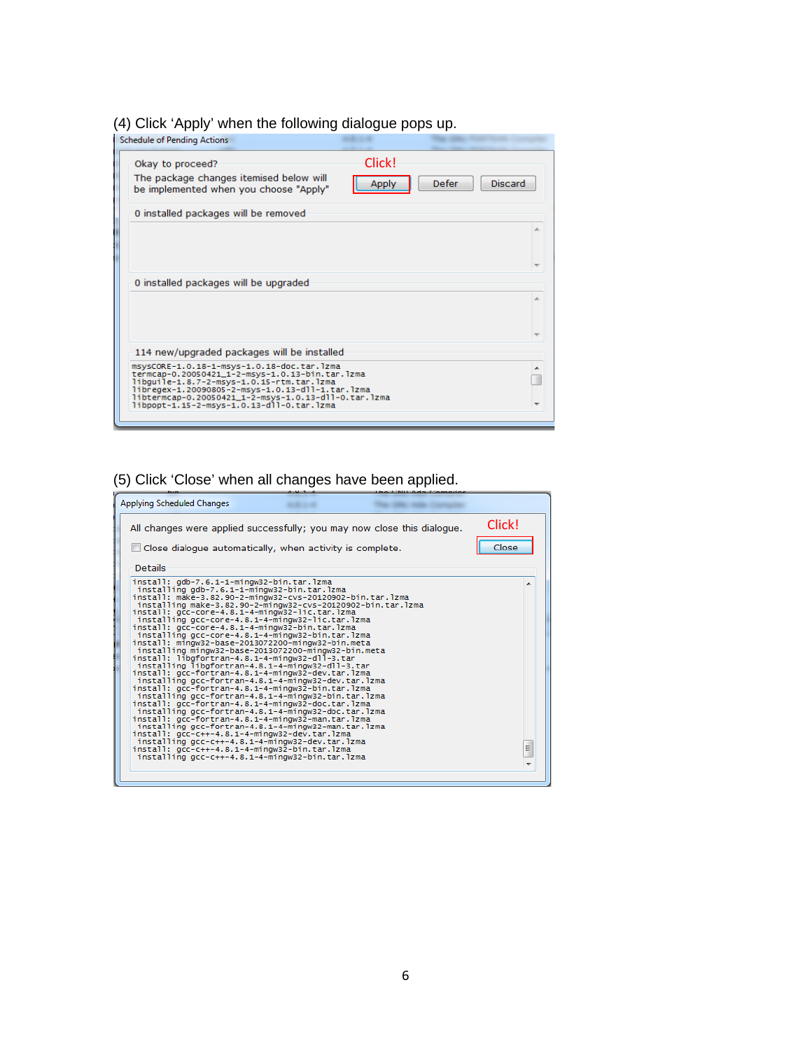(4) Click 'Apply' when the following dialogue pops up.

Schedule of Pending Actions

Okay to proceed?
The package changes itemised below will be implemented when you choose "Apply"

Click!

Apply | Defer | Discard

0 installed packages will be removed

0 installed packages will be upgraded

114 new/upgraded packages will be installed

```
msysCORE-1.0.18-1-msys-1.0.18-doc.tar.lzma
termcap-0.20050421_1-2-msys-1.0.13-bin.tar.lzma
libguile-1.8.7-2-msys-1.0.15-rtm.tar.lzma
libregex-1.20090805-2-msys-1.0.13-dll-1.tar.lzma
libtermcap-0.20050421_1-2-msys-1.0.13-dll-0.tar.lzma
libpopt-1.15-2-msys-1.0.13-dll-0.tar.lzma
```

(5) Click 'Close' when all changes have been applied.

Applying Scheduled Changes

All changes were applied successfully; you may now close this dialogue.

Click!

Close dialogue automatically, when activity is complete.

Close

Details

```
install: gdb-7.6.1-1-mingw32-bin.tar.lzma
 installing gdb-7.6.1-1-mingw32-bin.tar.lzma
install: make-3.82.90-2-mingw32-cvs-20120902-bin.tar.lzma
 installing make-3.82.90-2-mingw32-cvs-20120902-bin.tar.lzma
install: gcc-core-4.8.1-4-mingw32-lic.tar.lzma
 installing gcc-core-4.8.1-4-mingw32-lic.tar.lzma
install: gcc-core-4.8.1-4-mingw32-bin.tar.lzma
 installing gcc-core-4.8.1-4-mingw32-bin.tar.lzma
install: mingw32-base-2013072200-mingw32-bin.meta
 installing mingw32-base-2013072200-mingw32-bin.meta
install: libgfortran-4.8.1-4-mingw32-dll-3.tar
 installing libgfortran-4.8.1-4-mingw32-dll-3.tar
install: gcc-fortran-4.8.1-4-mingw32-dev.tar.lzma
 installing gcc-fortran-4.8.1-4-mingw32-dev.tar.lzma
install: gcc-fortran-4.8.1-4-mingw32-bin.tar.lzma
 installing gcc-fortran-4.8.1-4-mingw32-bin.tar.lzma
install: gcc-fortran-4.8.1-4-mingw32-doc.tar.lzma
 installing gcc-fortran-4.8.1-4-mingw32-doc.tar.lzma
install: gcc-fortran-4.8.1-4-mingw32-man.tar.lzma
 installing gcc-fortran-4.8.1-4-mingw32-man.tar.lzma
install: gcc-c++-4.8.1-4-mingw32-dev.tar.lzma
 installing gcc-c++-4.8.1-4-mingw32-dev.tar.lzma
install: gcc-c++-4.8.1-4-mingw32-bin.tar.lzma
 installing gcc-c++-4.8.1-4-mingw32-bin.tar.lzma
```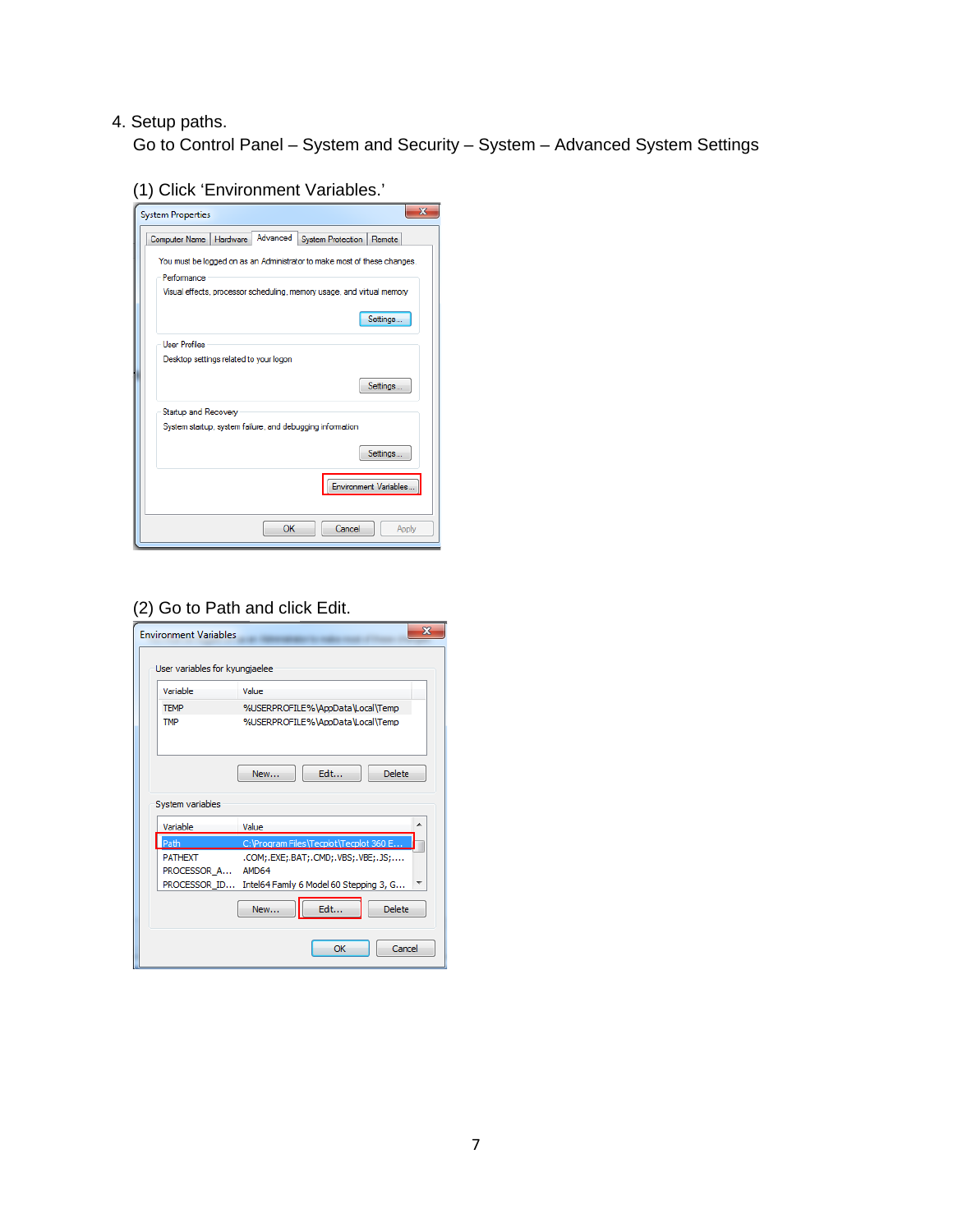4. Setup paths.

Go to Control Panel – System and Security – System – Advanced System Settings

(1) Click 'Environment Variables.'

(2) Go to Path and click Edit.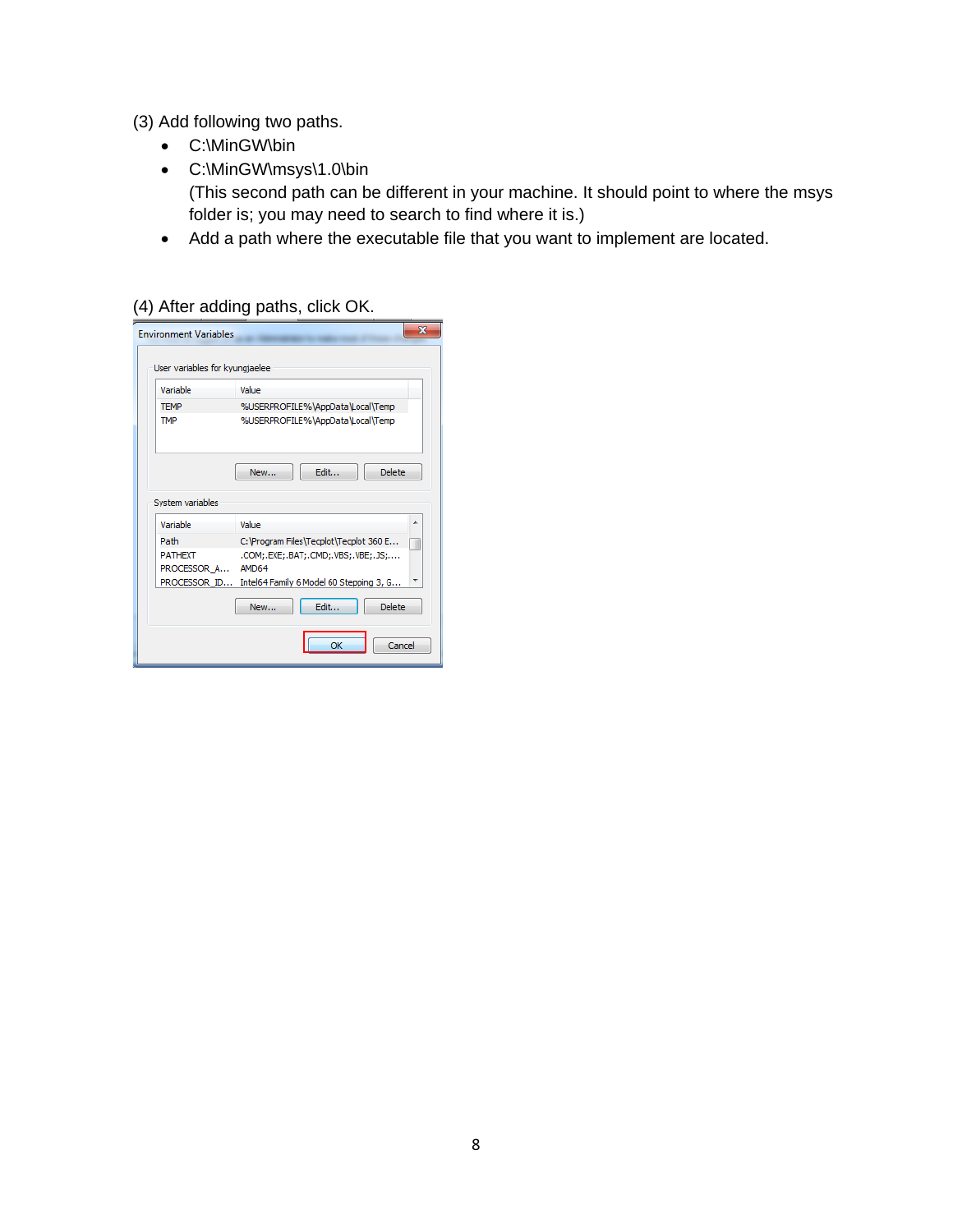(3) Add following two paths.

- C:\MinGW\bin
- C:\MinGW\msys\1.0\bin
  (This second path can be different in your machine. It should point to where the msys folder is; you may need to search to find where it is.)
- Add a path where the executable file that you want to implement are located.

(4) After adding paths, click OK.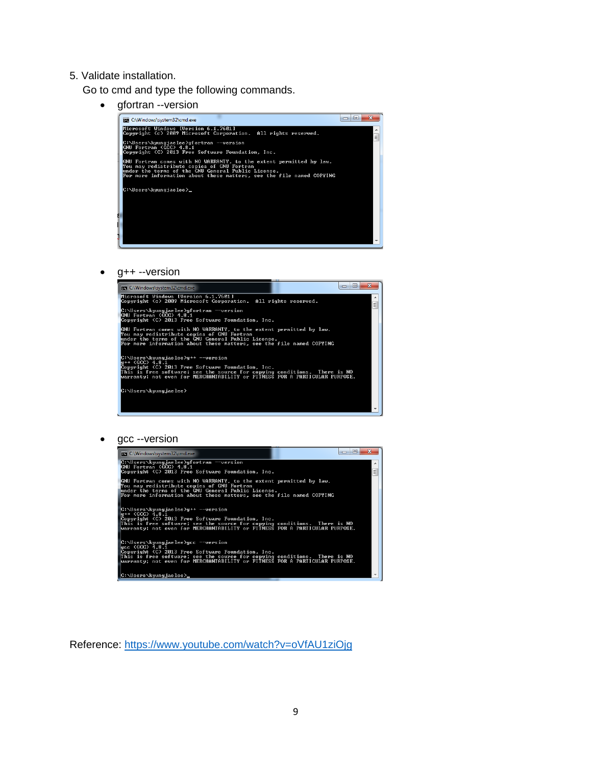5. Validate installation.

Go to cmd and type the following commands.

- gfortran --version

```
C:\Windows\system32\cmd.exe
Microsoft Windows [Version 6.1.7601]
Copyright (c) 2009 Microsoft Corporation.  All rights reserved.

C:\Users\kyungjaelee>gfortran --version
GNU Fortran (GCC) 4.8.1
Copyright (C) 2013 Free Software Foundation, Inc.

GNU Fortran comes with NO WARRANTY, to the extent permitted by law.
You may redistribute copies of GNU Fortran
under the terms of the GNU General Public License.
For more information about these matters, see the file named COPYING

C:\Users\kyungjaelee>_
```

- g++ --version

```
C:\Windows\system32\cmd.exe
Microsoft Windows [Version 6.1.7601]
Copyright (c) 2009 Microsoft Corporation.  All rights reserved.

C:\Users\kyungjaelee>gfortran --version
GNU Fortran (GCC) 4.8.1
Copyright (C) 2013 Free Software Foundation, Inc.

GNU Fortran comes with NO WARRANTY, to the extent permitted by law.
You may redistribute copies of GNU Fortran
under the terms of the GNU General Public License.
For more information about these matters, see the file named COPYING

C:\Users\kyungjaelee>g++ --version
g++ (GCC) 4.8.1
Copyright (C) 2013 Free Software Foundation, Inc.
This is free software; see the source for copying conditions.  There is NO
warranty; not even for MERCHANTABILITY or FITNESS FOR A PARTICULAR PURPOSE.

C:\Users\kyungjaelee>
```

- gcc --version

```
C:\Windows\system32\cmd.exe
C:\Users\kyungjaelee>gfortran --version
GNU Fortran (GCC) 4.8.1
Copyright (C) 2013 Free Software Foundation, Inc.

GNU Fortran comes with NO WARRANTY, to the extent permitted by law.
You may redistribute copies of GNU Fortran
under the terms of the GNU General Public License.
For more information about these matters, see the file named COPYING

C:\Users\kyungjaelee>g++ --version
g++ (GCC) 4.8.1
Copyright (C) 2013 Free Software Foundation, Inc.
This is free software; see the source for copying conditions.  There is NO
warranty; not even for MERCHANTABILITY or FITNESS FOR A PARTICULAR PURPOSE.

C:\Users\kyungjaelee>gcc --version
gcc (GCC) 4.8.1
Copyright (C) 2013 Free Software Foundation, Inc.
This is free software; see the source for copying conditions.  There is NO
warranty; not even for MERCHANTABILITY or FITNESS FOR A PARTICULAR PURPOSE.

C:\Users\kyungjaelee>_
```

Reference: https://www.youtube.com/watch?v=oVfAU1ziOjg